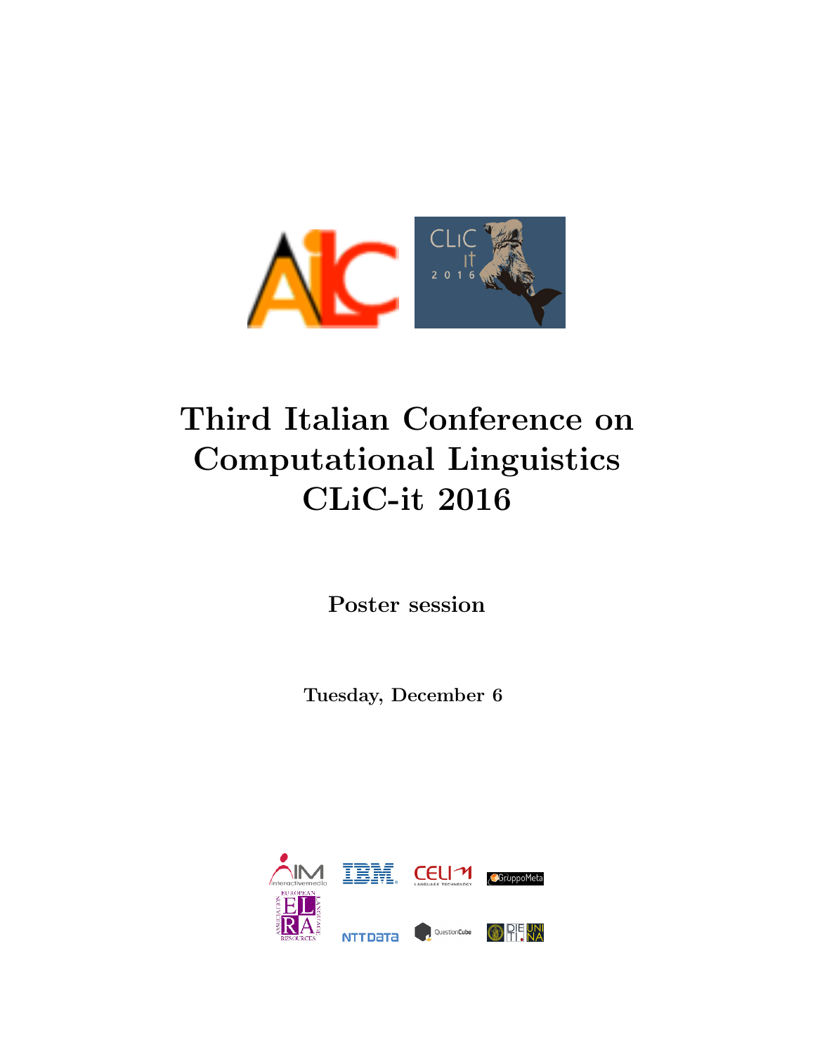# Third Italian Conference on Computational Linguistics CLiC-it 2016

**Poster session**

**Tuesday, December 6**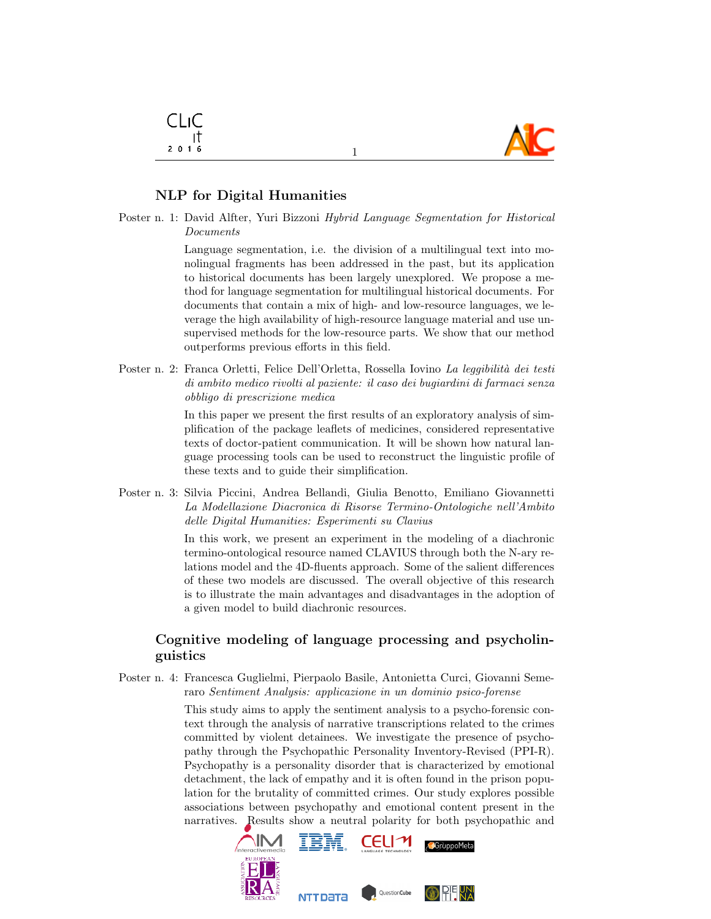## NLP for Digital Humanities

Poster n. 1: David Alfter, Yuri Bizzoni *Hybrid Language Segmentation for Historical Documents*

Language segmentation, i.e. the division of a multilingual text into monolingual fragments has been addressed in the past, but its application to historical documents has been largely unexplored. We propose a method for language segmentation for multilingual historical documents. For documents that contain a mix of high- and low-resource languages, we leverage the high availability of high-resource language material and use unsupervised methods for the low-resource parts. We show that our method outperforms previous efforts in this field.

Poster n. 2: Franca Orletti, Felice Dell'Orletta, Rossella Iovino *La leggibilità dei testi di ambito medico rivolti al paziente: il caso dei bugiardini di farmaci senza obbligo di prescrizione medica*

In this paper we present the first results of an exploratory analysis of simplification of the package leaflets of medicines, considered representative texts of doctor-patient communication. It will be shown how natural language processing tools can be used to reconstruct the linguistic profile of these texts and to guide their simplification.

Poster n. 3: Silvia Piccini, Andrea Bellandi, Giulia Benotto, Emiliano Giovannetti *La Modellazione Diacronica di Risorse Termino-Ontologiche nell'Ambito delle Digital Humanities: Esperimenti su Clavius*

In this work, we present an experiment in the modeling of a diachronic termino-ontological resource named CLAVIUS through both the N-ary relations model and the 4D-fluents approach. Some of the salient differences of these two models are discussed. The overall objective of this research is to illustrate the main advantages and disadvantages in the adoption of a given model to build diachronic resources.

## Cognitive modeling of language processing and psycholinguistics

Poster n. 4: Francesca Guglielmi, Pierpaolo Basile, Antonietta Curci, Giovanni Semeraro *Sentiment Analysis: applicazione in un dominio psico-forense*

This study aims to apply the sentiment analysis to a psycho-forensic context through the analysis of narrative transcriptions related to the crimes committed by violent detainees. We investigate the presence of psychopathy through the Psychopathic Personality Inventory-Revised (PPI-R). Psychopathy is a personality disorder that is characterized by emotional detachment, the lack of empathy and it is often found in the prison population for the brutality of committed crimes. Our study explores possible associations between psychopathy and emotional content present in the narratives. Results show a neutral polarity for both psychopathic and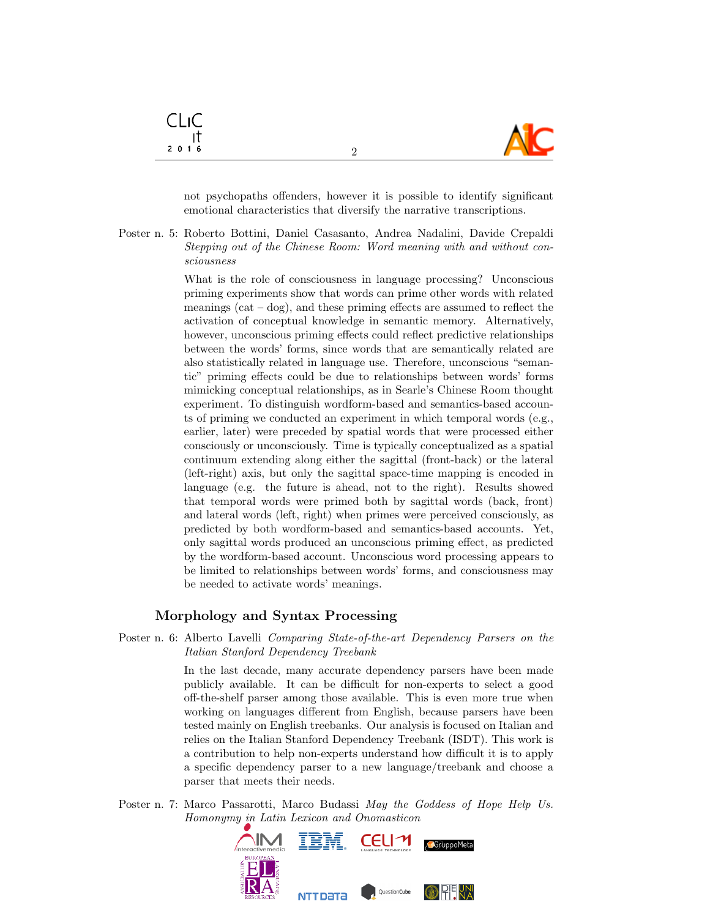not psychopaths offenders, however it is possible to identify significant emotional characteristics that diversify the narrative transcriptions.

Poster n. 5: Roberto Bottini, Daniel Casasanto, Andrea Nadalini, Davide Crepaldi *Stepping out of the Chinese Room: Word meaning with and without consciousness*

What is the role of consciousness in language processing? Unconscious priming experiments show that words can prime other words with related meanings (cat – dog), and these priming effects are assumed to reflect the activation of conceptual knowledge in semantic memory. Alternatively, however, unconscious priming effects could reflect predictive relationships between the words' forms, since words that are semantically related are also statistically related in language use. Therefore, unconscious "semantic" priming effects could be due to relationships between words' forms mimicking conceptual relationships, as in Searle's Chinese Room thought experiment. To distinguish wordform-based and semantics-based accounts of priming we conducted an experiment in which temporal words (e.g., earlier, later) were preceded by spatial words that were processed either consciously or unconsciously. Time is typically conceptualized as a spatial continuum extending along either the sagittal (front-back) or the lateral (left-right) axis, but only the sagittal space-time mapping is encoded in language (e.g. the future is ahead, not to the right). Results showed that temporal words were primed both by sagittal words (back, front) and lateral words (left, right) when primes were perceived consciously, as predicted by both wordform-based and semantics-based accounts. Yet, only sagittal words produced an unconscious priming effect, as predicted by the wordform-based account. Unconscious word processing appears to be limited to relationships between words' forms, and consciousness may be needed to activate words' meanings.

## Morphology and Syntax Processing

Poster n. 6: Alberto Lavelli *Comparing State-of-the-art Dependency Parsers on the Italian Stanford Dependency Treebank*

In the last decade, many accurate dependency parsers have been made publicly available. It can be difficult for non-experts to select a good off-the-shelf parser among those available. This is even more true when working on languages different from English, because parsers have been tested mainly on English treebanks. Our analysis is focused on Italian and relies on the Italian Stanford Dependency Treebank (ISDT). This work is a contribution to help non-experts understand how difficult it is to apply a specific dependency parser to a new language/treebank and choose a parser that meets their needs.

Poster n. 7: Marco Passarotti, Marco Budassi *May the Goddess of Hope Help Us. Homonymy in Latin Lexicon and Onomasticon*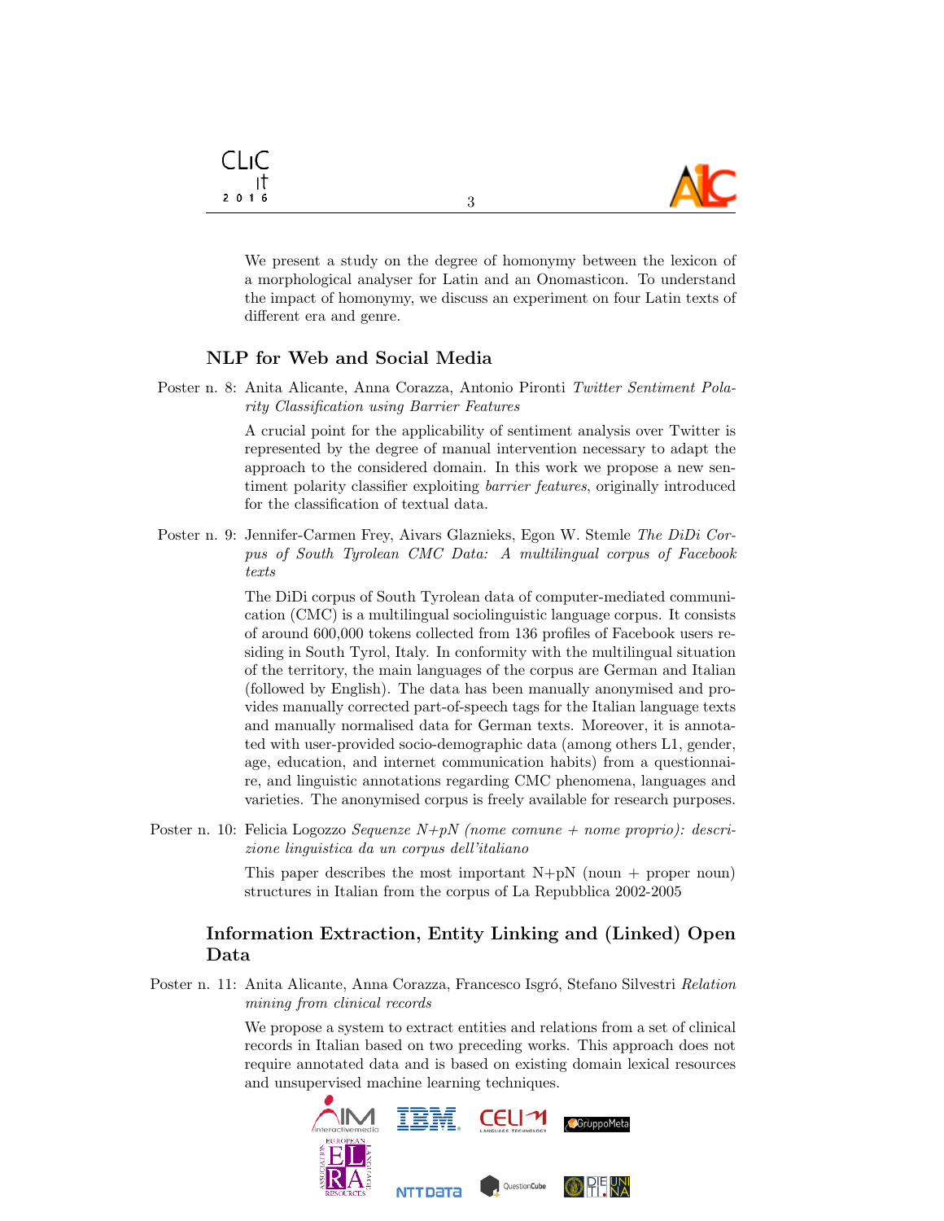We present a study on the degree of homonymy between the lexicon of a morphological analyser for Latin and an Onomasticon. To understand the impact of homonymy, we discuss an experiment on four Latin texts of different era and genre.

## NLP for Web and Social Media

Poster n. 8: Anita Alicante, Anna Corazza, Antonio Pironti *Twitter Sentiment Polarity Classification using Barrier Features*

A crucial point for the applicability of sentiment analysis over Twitter is represented by the degree of manual intervention necessary to adapt the approach to the considered domain. In this work we propose a new sentiment polarity classifier exploiting *barrier features*, originally introduced for the classification of textual data.

Poster n. 9: Jennifer-Carmen Frey, Aivars Glaznieks, Egon W. Stemle *The DiDi Corpus of South Tyrolean CMC Data: A multilingual corpus of Facebook texts*

The DiDi corpus of South Tyrolean data of computer-mediated communication (CMC) is a multilingual sociolinguistic language corpus. It consists of around 600,000 tokens collected from 136 profiles of Facebook users residing in South Tyrol, Italy. In conformity with the multilingual situation of the territory, the main languages of the corpus are German and Italian (followed by English). The data has been manually anonymised and provides manually corrected part-of-speech tags for the Italian language texts and manually normalised data for German texts. Moreover, it is annotated with user-provided socio-demographic data (among others L1, gender, age, education, and internet communication habits) from a questionnaire, and linguistic annotations regarding CMC phenomena, languages and varieties. The anonymised corpus is freely available for research purposes.

Poster n. 10: Felicia Logozzo *Sequenze N+pN (nome comune + nome proprio): descrizione linguistica da un corpus dell'italiano*

This paper describes the most important N+pN (noun + proper noun) structures in Italian from the corpus of La Repubblica 2002-2005

## Information Extraction, Entity Linking and (Linked) Open Data

Poster n. 11: Anita Alicante, Anna Corazza, Francesco Isgró, Stefano Silvestri *Relation mining from clinical records*

We propose a system to extract entities and relations from a set of clinical records in Italian based on two preceding works. This approach does not require annotated data and is based on existing domain lexical resources and unsupervised machine learning techniques.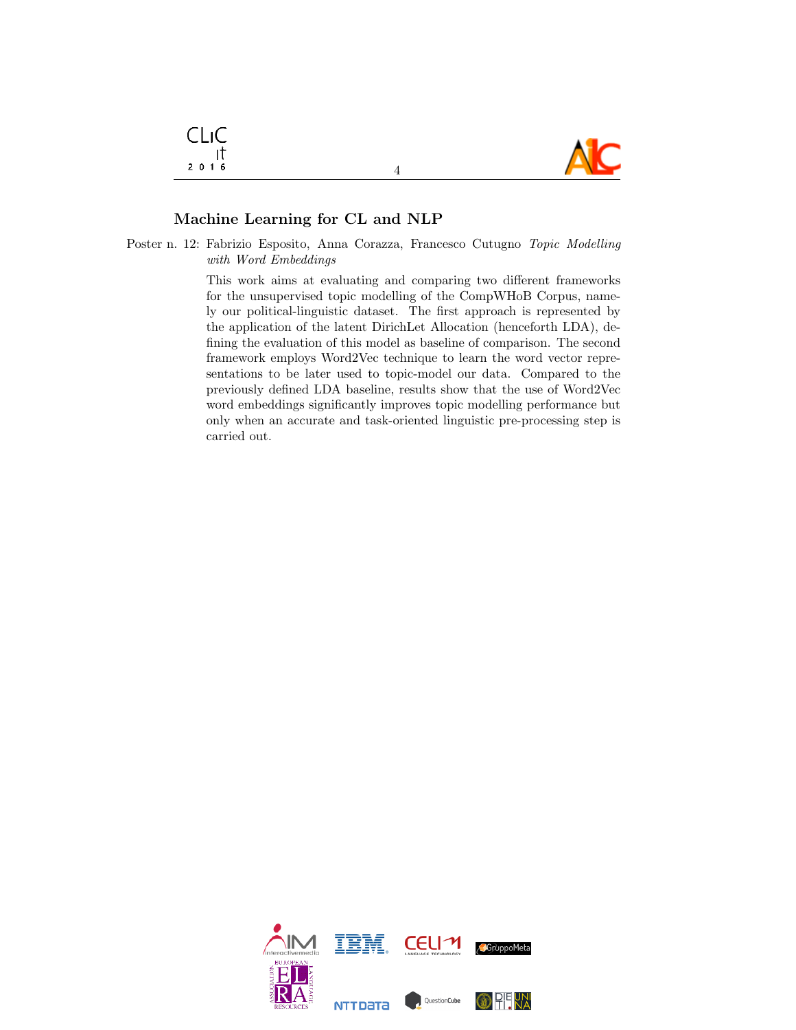## Machine Learning for CL and NLP

Poster n. 12: Fabrizio Esposito, Anna Corazza, Francesco Cutugno *Topic Modelling with Word Embeddings*

This work aims at evaluating and comparing two different frameworks for the unsupervised topic modelling of the CompWHoB Corpus, namely our political-linguistic dataset. The first approach is represented by the application of the latent DirichLet Allocation (henceforth LDA), defining the evaluation of this model as baseline of comparison. The second framework employs Word2Vec technique to learn the word vector representations to be later used to topic-model our data. Compared to the previously defined LDA baseline, results show that the use of Word2Vec word embeddings significantly improves topic modelling performance but only when an accurate and task-oriented linguistic pre-processing step is carried out.